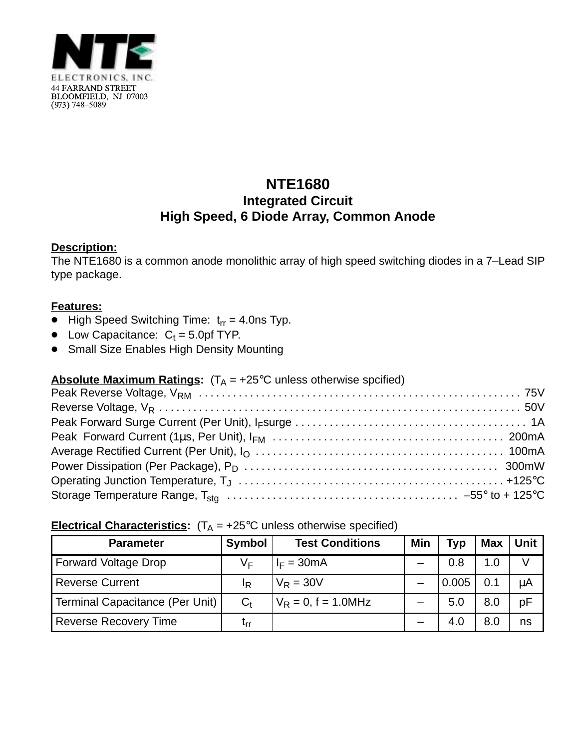NTE ELECTRONICS, INC.
44 FARRAND STREET
BLOOMFIELD, NJ 07003
(973) 748–5089

# NTE1680
## Integrated Circuit
## High Speed, 6 Diode Array, Common Anode

**Description:**
The NTE1680 is a common anode monolithic array of high speed switching diodes in a 7–Lead SIP type package.

**Features:**
- High Speed Switching Time: $t_{rr}$ = 4.0ns Typ.
- Low Capacitance: $C_t$ = 5.0pf TYP.
- Small Size Enables High Density Mounting

**Absolute Maximum Ratings:** ($T_A$ = +25°C unless otherwise spcified)

Peak Reverse Voltage, $V_{RM}$ . . . . . . . . . . 75V
Reverse Voltage, $V_R$ . . . . . . . . . . 50V
Peak Forward Surge Current (Per Unit), $I_F$surge . . . . . . . . . . 1A
Peak Forward Current (1μs, Per Unit), $I_{FM}$ . . . . . . . . . . 200mA
Average Rectified Current (Per Unit), $I_O$ . . . . . . . . . . 100mA
Power Dissipation (Per Package), $P_D$ . . . . . . . . . . 300mW
Operating Junction Temperature, $T_J$ . . . . . . . . . . +125°C
Storage Temperature Range, $T_{stg}$ . . . . . . . . . . –55° to + 125°C

**Electrical Characteristics:** ($T_A$ = +25°C unless otherwise specified)

| Parameter | Symbol | Test Conditions | Min | Typ | Max | Unit |
|---|---|---|---|---|---|---|
| Forward Voltage Drop | $V_F$ | $I_F$ = 30mA | – | 0.8 | 1.0 | V |
| Reverse Current | $I_R$ | $V_R$ = 30V | – | 0.005 | 0.1 | μA |
| Terminal Capacitance (Per Unit) | $C_t$ | $V_R$ = 0, f = 1.0MHz | – | 5.0 | 8.0 | pF |
| Reverse Recovery Time | $t_{rr}$ | | – | 4.0 | 8.0 | ns |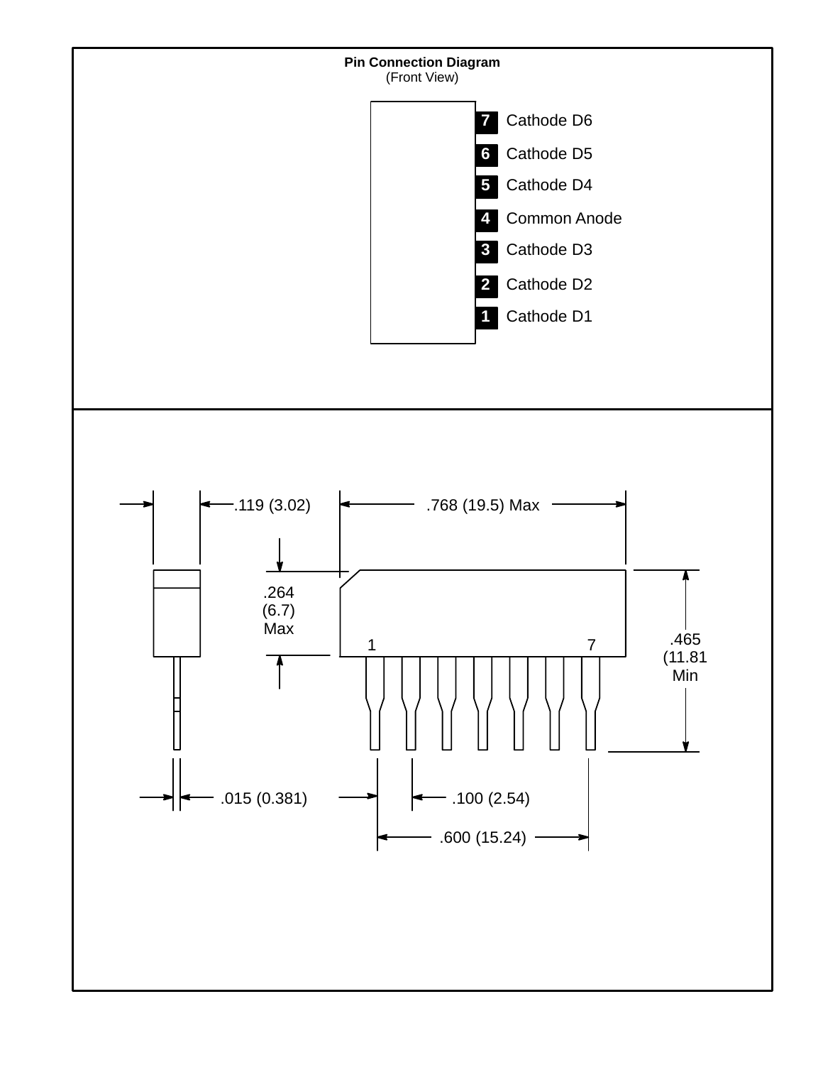**Pin Connection Diagram**
(Front View)

| Pin | Function |
| --- | --- |
| 7 | Cathode D6 |
| 6 | Cathode D5 |
| 5 | Cathode D4 |
| 4 | Common Anode |
| 3 | Cathode D3 |
| 2 | Cathode D2 |
| 1 | Cathode D1 |

.119 (3.02)

.768 (19.5) Max

.264
(6.7)
Max

1

7

.465
(11.81
Min

.015 (0.381)

.100 (2.54)

.600 (15.24)